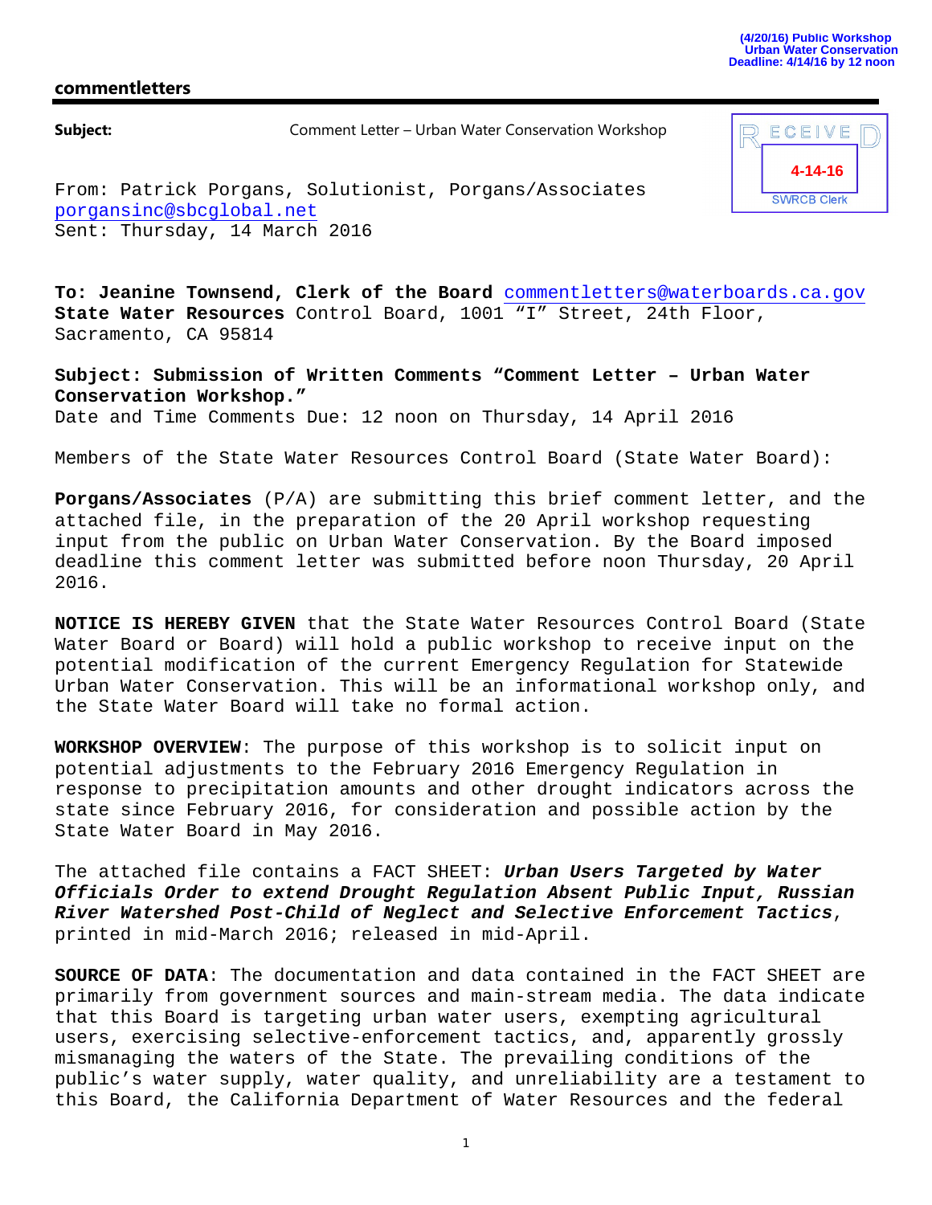(4/20/16) Public Workshop
Urban Water Conservation
Deadline: 4/14/16 by 12 noon

**commentletters**

RECEIVED
4-14-16
SWRCB Clerk

**Subject:** Comment Letter – Urban Water Conservation Workshop

From: Patrick Porgans, Solutionist, Porgans/Associates
porgansinc@sbcglobal.net
Sent: Thursday, 14 March 2016

**To: Jeanine Townsend, Clerk of the Board** commentletters@waterboards.ca.gov
**State Water Resources** Control Board, 1001 "I" Street, 24th Floor, Sacramento, CA 95814

**Subject: Submission of Written Comments "Comment Letter – Urban Water Conservation Workshop."**
Date and Time Comments Due: 12 noon on Thursday, 14 April 2016

Members of the State Water Resources Control Board (State Water Board):

**Porgans/Associates** (P/A) are submitting this brief comment letter, and the attached file, in the preparation of the 20 April workshop requesting input from the public on Urban Water Conservation. By the Board imposed deadline this comment letter was submitted before noon Thursday, 20 April 2016.

**NOTICE IS HEREBY GIVEN** that the State Water Resources Control Board (State Water Board or Board) will hold a public workshop to receive input on the potential modification of the current Emergency Regulation for Statewide Urban Water Conservation. This will be an informational workshop only, and the State Water Board will take no formal action.

**WORKSHOP OVERVIEW**: The purpose of this workshop is to solicit input on potential adjustments to the February 2016 Emergency Regulation in response to precipitation amounts and other drought indicators across the state since February 2016, for consideration and possible action by the State Water Board in May 2016.

The attached file contains a FACT SHEET: ***Urban Users Targeted by Water Officials Order to extend Drought Regulation Absent Public Input, Russian River Watershed Post-Child of Neglect and Selective Enforcement Tactics***, printed in mid-March 2016; released in mid-April.

**SOURCE OF DATA**: The documentation and data contained in the FACT SHEET are primarily from government sources and main-stream media. The data indicate that this Board is targeting urban water users, exempting agricultural users, exercising selective-enforcement tactics, and, apparently grossly mismanaging the waters of the State. The prevailing conditions of the public's water supply, water quality, and unreliability are a testament to this Board, the California Department of Water Resources and the federal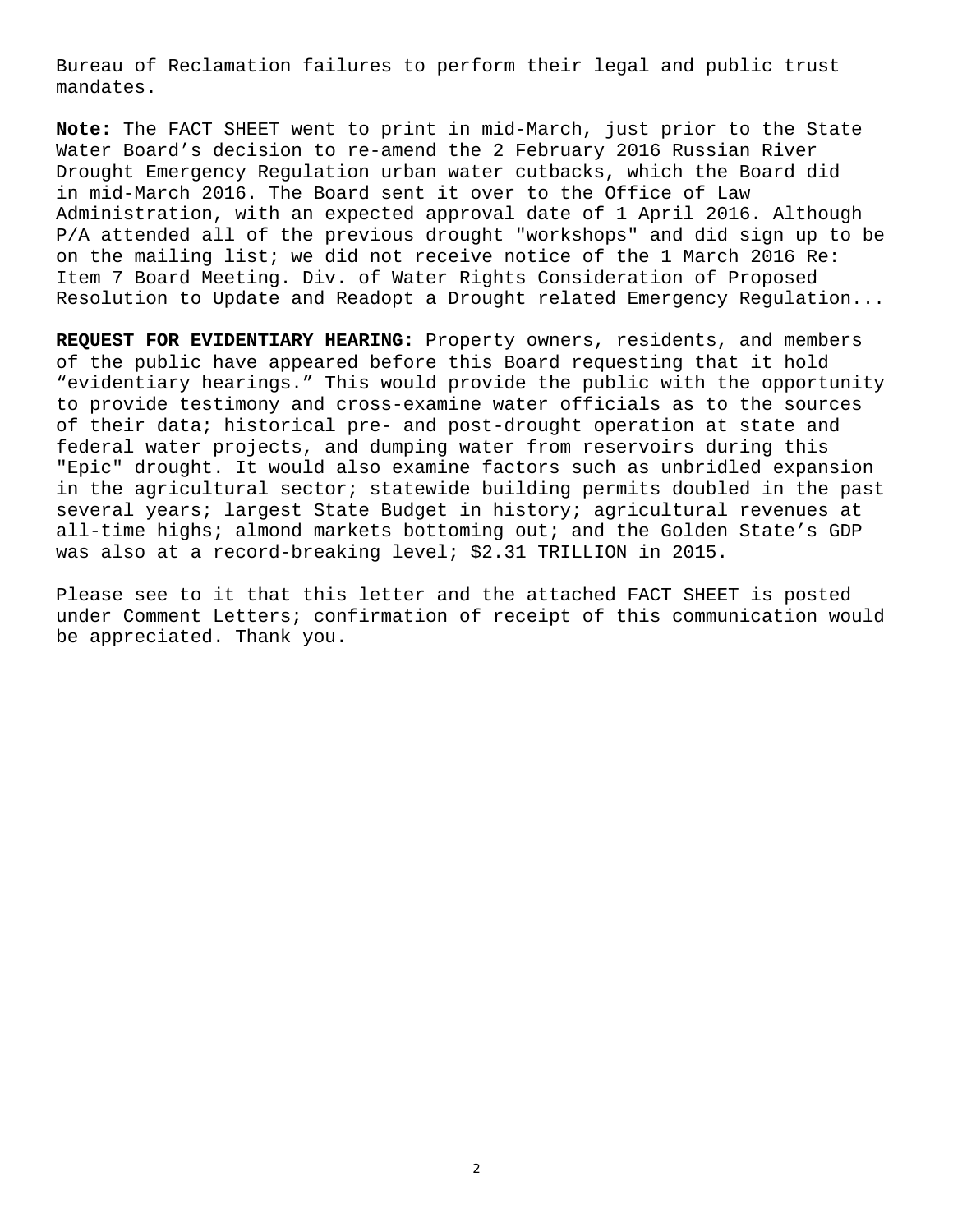Bureau of Reclamation failures to perform their legal and public trust mandates.

**Note:** The FACT SHEET went to print in mid-March, just prior to the State Water Board's decision to re-amend the 2 February 2016 Russian River Drought Emergency Regulation urban water cutbacks, which the Board did in mid-March 2016. The Board sent it over to the Office of Law Administration, with an expected approval date of 1 April 2016. Although P/A attended all of the previous drought "workshops" and did sign up to be on the mailing list; we did not receive notice of the 1 March 2016 Re: Item 7 Board Meeting. Div. of Water Rights Consideration of Proposed Resolution to Update and Readopt a Drought related Emergency Regulation...

**REQUEST FOR EVIDENTIARY HEARING:** Property owners, residents, and members of the public have appeared before this Board requesting that it hold "evidentiary hearings." This would provide the public with the opportunity to provide testimony and cross-examine water officials as to the sources of their data; historical pre- and post-drought operation at state and federal water projects, and dumping water from reservoirs during this "Epic" drought. It would also examine factors such as unbridled expansion in the agricultural sector; statewide building permits doubled in the past several years; largest State Budget in history; agricultural revenues at all-time highs; almond markets bottoming out; and the Golden State's GDP was also at a record-breaking level; $2.31 TRILLION in 2015.

Please see to it that this letter and the attached FACT SHEET is posted under Comment Letters; confirmation of receipt of this communication would be appreciated. Thank you.